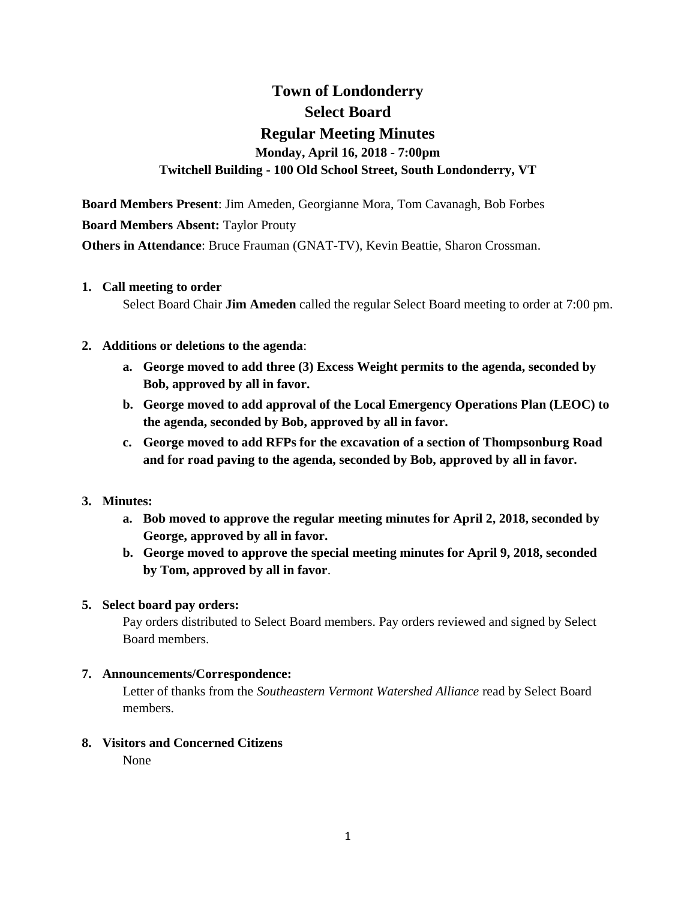# Town of Londonderry
# Select Board
# Regular Meeting Minutes

### Monday, April 16, 2018 - 7:00pm
### Twitchell Building - 100 Old School Street, South Londonderry, VT

**Board Members Present**: Jim Ameden, Georgianne Mora, Tom Cavanagh, Bob Forbes

**Board Members Absent:** Taylor Prouty

**Others in Attendance**: Bruce Frauman (GNAT-TV), Kevin Beattie, Sharon Crossman.

1. **Call meeting to order**

   Select Board Chair **Jim Ameden** called the regular Select Board meeting to order at 7:00 pm.

2. **Additions or deletions to the agenda**:
   a. **George moved to add three (3) Excess Weight permits to the agenda, seconded by Bob, approved by all in favor.**
   b. **George moved to add approval of the Local Emergency Operations Plan (LEOC) to the agenda, seconded by Bob, approved by all in favor.**
   c. **George moved to add RFPs for the excavation of a section of Thompsonburg Road and for road paving to the agenda, seconded by Bob, approved by all in favor.**

3. **Minutes:**
   a. **Bob moved to approve the regular meeting minutes for April 2, 2018, seconded by George, approved by all in favor.**
   b. **George moved to approve the special meeting minutes for April 9, 2018, seconded by Tom, approved by all in favor**.

5. **Select board pay orders:**

   Pay orders distributed to Select Board members. Pay orders reviewed and signed by Select Board members.

7. **Announcements/Correspondence:**

   Letter of thanks from the *Southeastern Vermont Watershed Alliance* read by Select Board members.

8. **Visitors and Concerned Citizens**

   None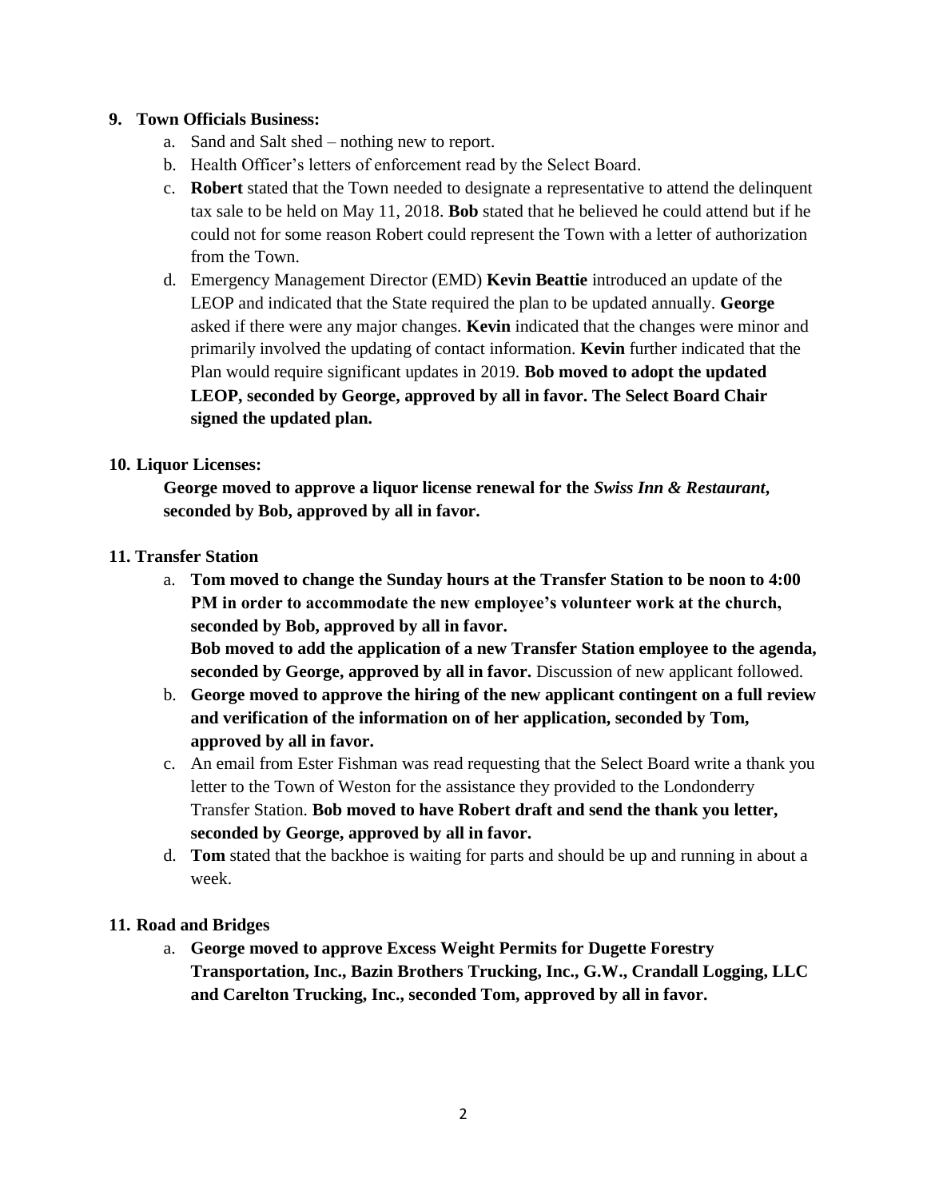**9. Town Officials Business:**

a. Sand and Salt shed – nothing new to report.
b. Health Officer's letters of enforcement read by the Select Board.
c. **Robert** stated that the Town needed to designate a representative to attend the delinquent tax sale to be held on May 11, 2018. **Bob** stated that he believed he could attend but if he could not for some reason Robert could represent the Town with a letter of authorization from the Town.
d. Emergency Management Director (EMD) **Kevin Beattie** introduced an update of the LEOP and indicated that the State required the plan to be updated annually. **George** asked if there were any major changes. **Kevin** indicated that the changes were minor and primarily involved the updating of contact information. **Kevin** further indicated that the Plan would require significant updates in 2019. **Bob moved to adopt the updated LEOP, seconded by George, approved by all in favor. The Select Board Chair signed the updated plan.**

**10. Liquor Licenses:**

**George moved to approve a liquor license renewal for the *Swiss Inn & Restaurant*, seconded by Bob, approved by all in favor.**

**11. Transfer Station**

a. **Tom moved to change the Sunday hours at the Transfer Station to be noon to 4:00 PM in order to accommodate the new employee's volunteer work at the church, seconded by Bob, approved by all in favor.**
**Bob moved to add the application of a new Transfer Station employee to the agenda, seconded by George, approved by all in favor.** Discussion of new applicant followed.
b. **George moved to approve the hiring of the new applicant contingent on a full review and verification of the information on of her application, seconded by Tom, approved by all in favor.**
c. An email from Ester Fishman was read requesting that the Select Board write a thank you letter to the Town of Weston for the assistance they provided to the Londonderry Transfer Station. **Bob moved to have Robert draft and send the thank you letter, seconded by George, approved by all in favor.**
d. **Tom** stated that the backhoe is waiting for parts and should be up and running in about a week.

**11. Road and Bridges**

a. **George moved to approve Excess Weight Permits for Dugette Forestry Transportation, Inc., Bazin Brothers Trucking, Inc., G.W., Crandall Logging, LLC and Carelton Trucking, Inc., seconded Tom, approved by all in favor.**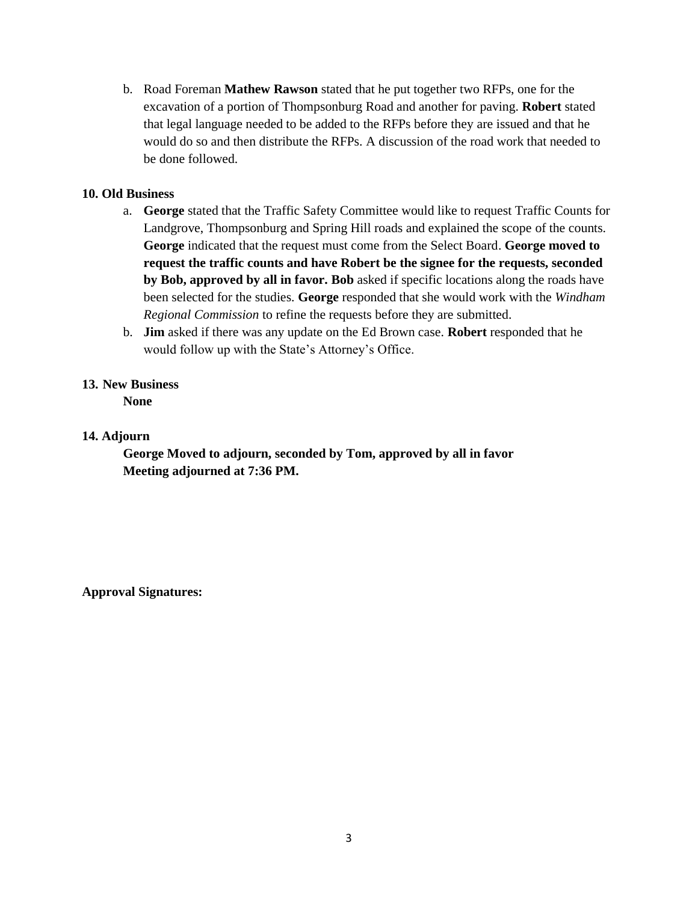b. Road Foreman **Mathew Rawson** stated that he put together two RFPs, one for the excavation of a portion of Thompsonburg Road and another for paving. **Robert** stated that legal language needed to be added to the RFPs before they are issued and that he would do so and then distribute the RFPs. A discussion of the road work that needed to be done followed.

**10. Old Business**

a. **George** stated that the Traffic Safety Committee would like to request Traffic Counts for Landgrove, Thompsonburg and Spring Hill roads and explained the scope of the counts. **George** indicated that the request must come from the Select Board. **George moved to request the traffic counts and have Robert be the signee for the requests, seconded by Bob, approved by all in favor. Bob** asked if specific locations along the roads have been selected for the studies. **George** responded that she would work with the *Windham Regional Commission* to refine the requests before they are submitted.

b. **Jim** asked if there was any update on the Ed Brown case. **Robert** responded that he would follow up with the State's Attorney's Office.

**13. New Business**

**None**

**14. Adjourn**

**George Moved to adjourn, seconded by Tom, approved by all in favor**
**Meeting adjourned at 7:36 PM.**

**Approval Signatures:**